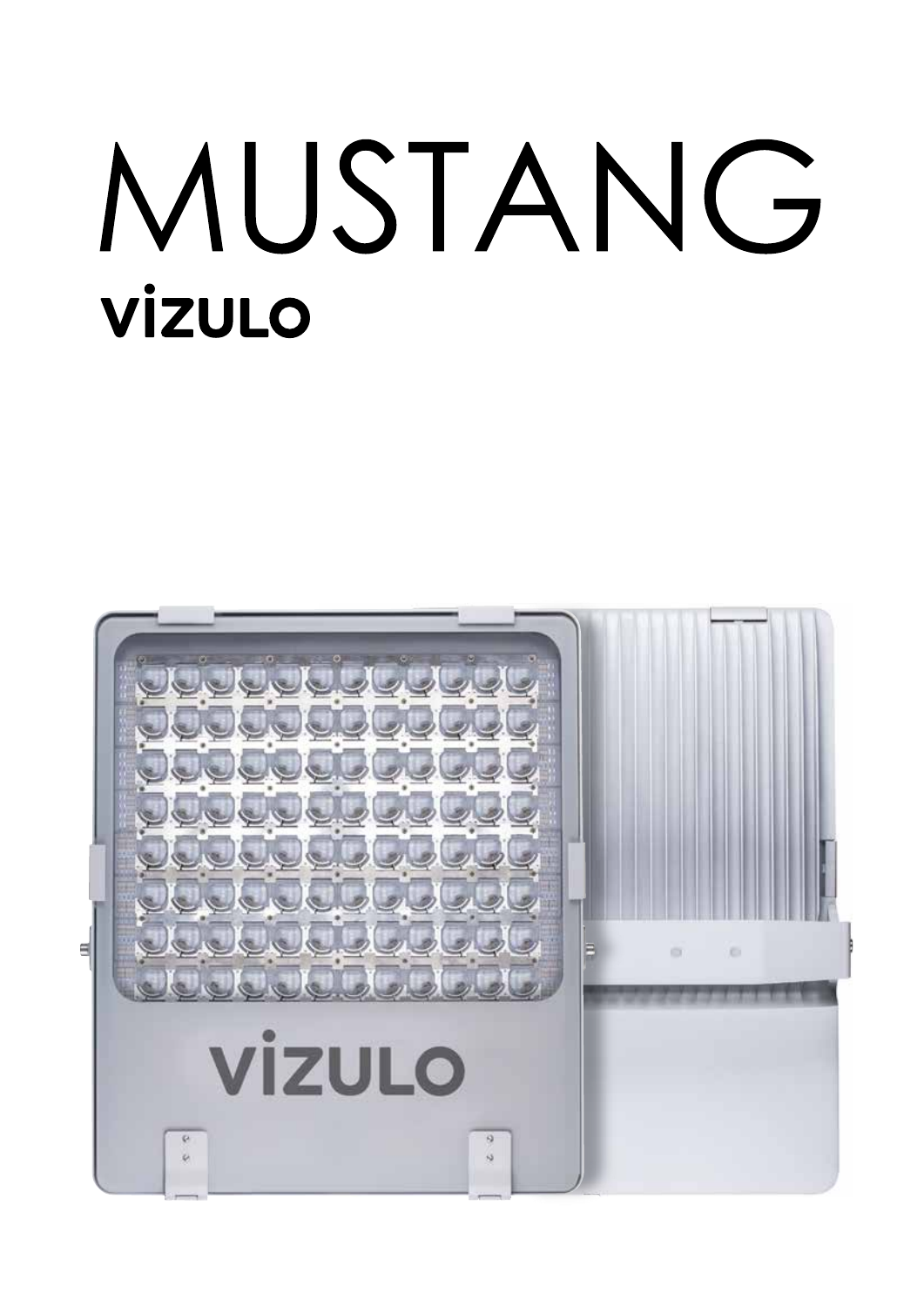# MUSTANG

## VIZULO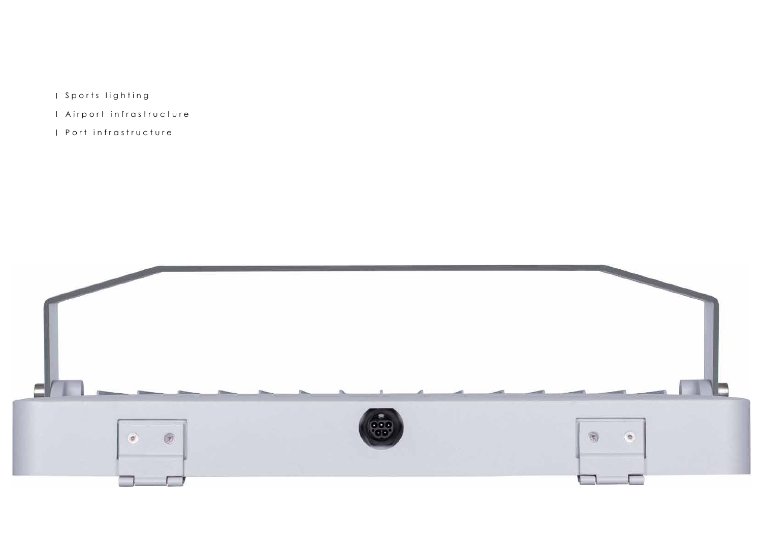- Sports lighting
- Airport infrastructure
- Port infrastructure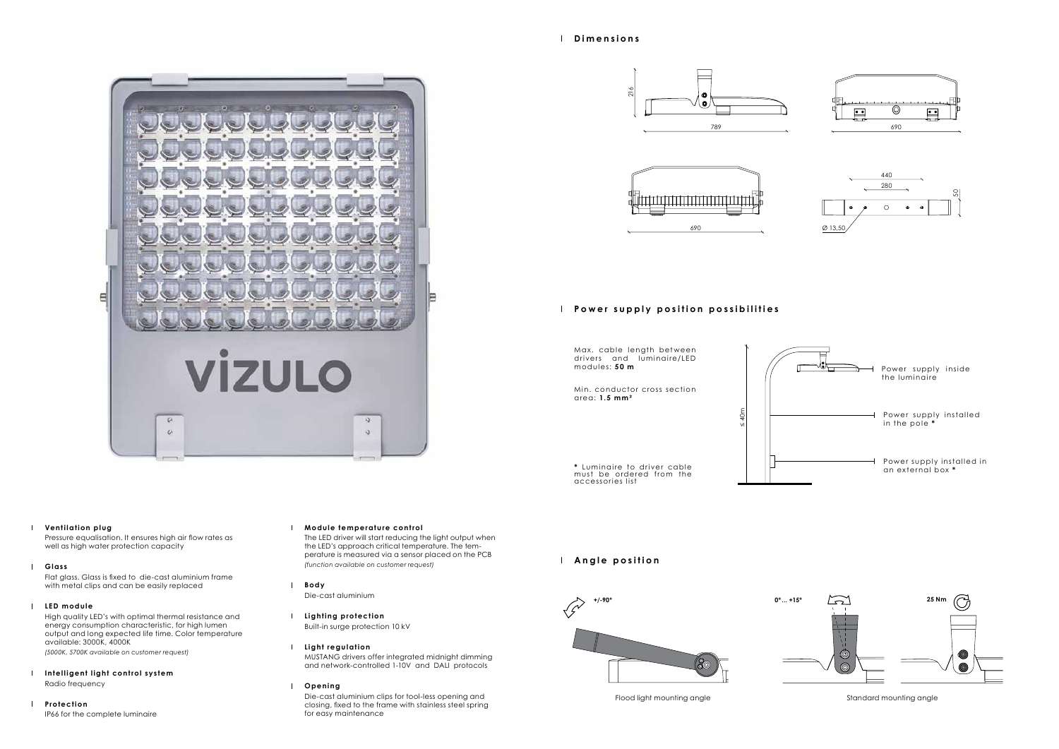## Dimensions

216

789

690

690

440

280

50

Ø 13,50

## Power supply position possibilities

Max. cable length between drivers and luminaire/LED modules: **50 m**

Min. conductor cross section area: **1.5 mm²**

**\*** Luminaire to driver cable must be ordered from the accessories list

≤ 40m

Power supply inside the luminaire

Power supply installed in the pole **\***

Power supply installed in an external box **\***

## Angle position

+/-90°

0°... +15°

25 Nm

Flood light mounting angle

Standard mounting angle

### Ventilation plug

Pressure equalisation. It ensures high air flow rates as well as high water protection capacity

### Glass

Flat glass. Glass is fixed to die-cast aluminium frame with metal clips and can be easily replaced

### LED module

High quality LED's with optimal thermal resistance and energy consumption characteristic, for high lumen output and long expected life time. Color temperature available: 3000K, 4000K

*(5000K, 5700K available on customer request)*

### Intelligent light control system

Radio frequency

### Protection

IP66 for the complete luminaire

### Module temperature control

The LED driver will start reducing the light output when the LED's approach critical temperature. The temperature is measured via a sensor placed on the PCB

*(function available on customer request)*

### Body

Die-cast aluminium

### Lighting protection

Built-in surge protection 10 kV

### Light regulation

MUSTANG drivers offer integrated midnight dimming and network-controlled 1-10V and DALI protocols

### Opening

Die-cast aluminium clips for tool-less opening and closing, fixed to the frame with stainless steel spring for easy maintenance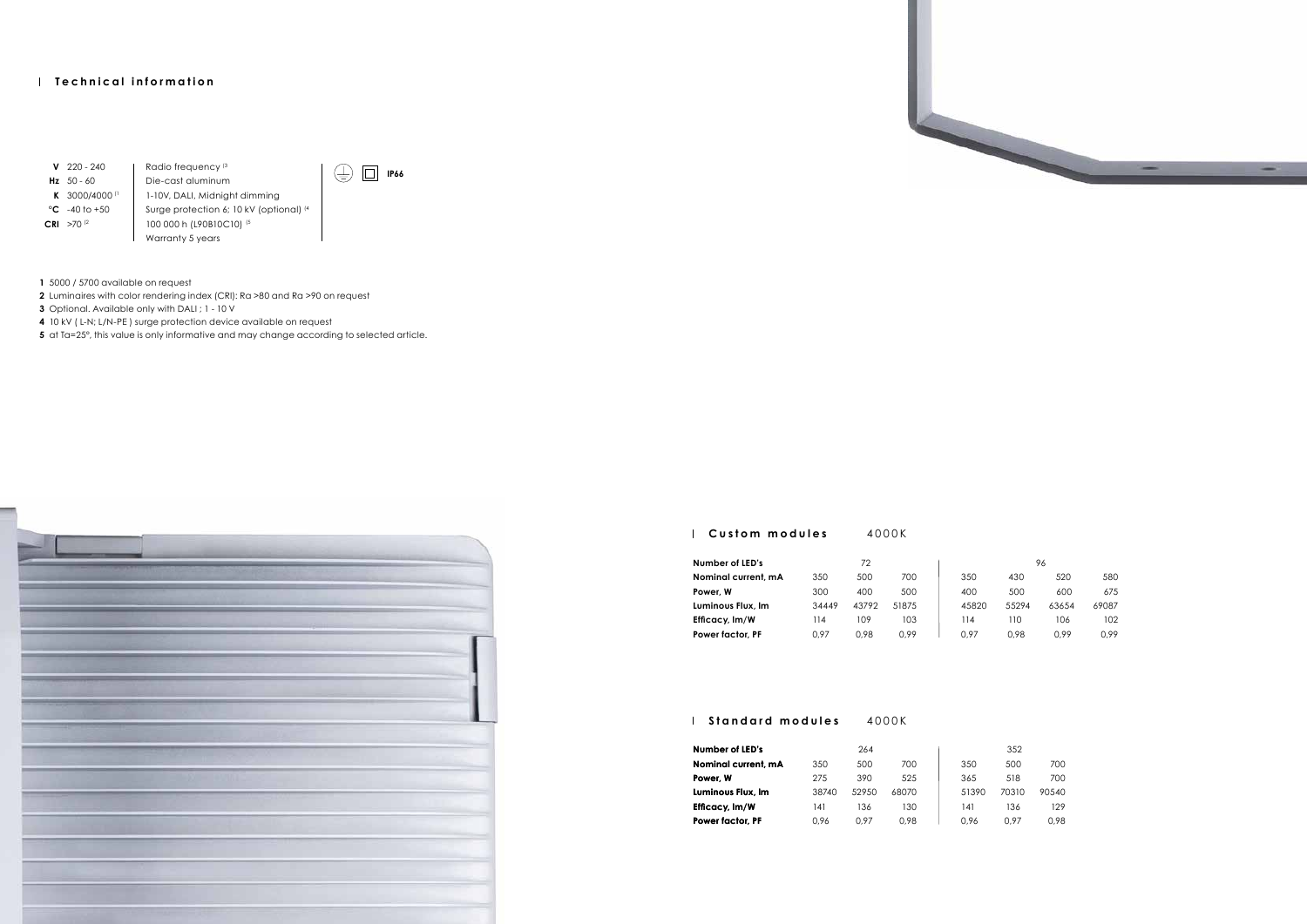## Technical information

| | | |
|---|---|---|
| **V** | 220 - 240 | Radio frequency [3] |
| **Hz** | 50 - 60 | Die-cast aluminum |
| **K** | 3000/4000 [1] | 1-10V, DALI, Midnight dimming |
| **°C** | -40 to +50 | Surge protection 6; 10 kV (optional) [4] |
| **CRI** | >70 [2] | 100 000 h (L90B10C10) [5] |
| | | Warranty 5 years |

IP66

**1** 5000 / 5700 available on request
**2** Luminaires with color rendering index (CRI): Ra >80 and Ra >90 on request
**3** Optional. Available only with DALI ; 1 - 10 V
**4** 10 kV ( L-N; L/N-PE ) surge protection device available on request
**5** at Ta=25°, this value is only informative and may change according to selected article.

## Custom modules 4000K

| Number of LED's | 72 | | | 96 | | | |
|---|---|---|---|---|---|---|---|
| **Nominal current, mA** | 350 | 500 | 700 | 350 | 430 | 520 | 580 |
| **Power, W** | 300 | 400 | 500 | 400 | 500 | 600 | 675 |
| **Luminous Flux, lm** | 34449 | 43792 | 51875 | 45820 | 55294 | 63654 | 69087 |
| **Efficacy, lm/W** | 114 | 109 | 103 | 114 | 110 | 106 | 102 |
| **Power factor, PF** | 0,97 | 0,98 | 0,99 | 0,97 | 0,98 | 0,99 | 0,99 |

## Standard modules 4000K

| Number of LED's | 264 | | | 352 | | |
|---|---|---|---|---|---|---|
| **Nominal current, mA** | 350 | 500 | 700 | 350 | 500 | 700 |
| **Power, W** | 275 | 390 | 525 | 365 | 518 | 700 |
| **Luminous Flux, lm** | 38740 | 52950 | 68070 | 51390 | 70310 | 90540 |
| **Efficacy, lm/W** | 141 | 136 | 130 | 141 | 136 | 129 |
| **Power factor, PF** | 0,96 | 0,97 | 0,98 | 0,96 | 0,97 | 0,98 |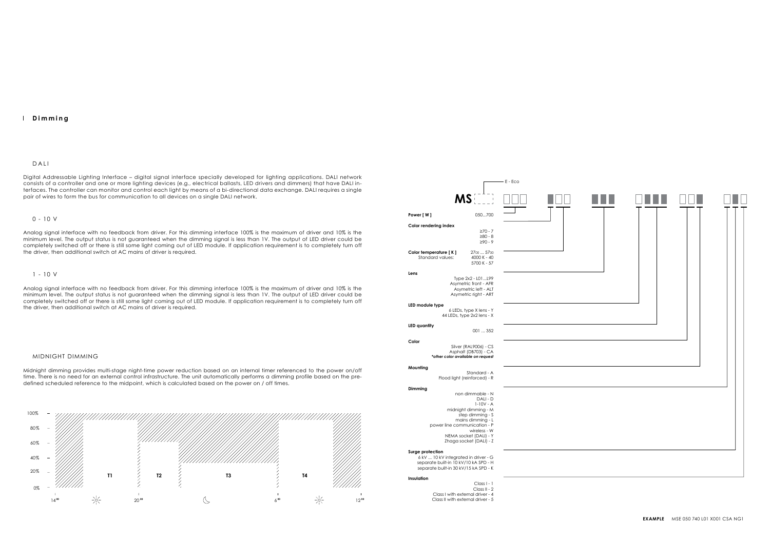## Dimming

### DALI

Digital Addressable Lighting Interface – digital signal interface specially developed for lighting applications. DALI network consists of a controller and one or more lighting devices (e.g., electrical ballasts, LED drivers and dimmers) that have DALI interfaces. The controller can monitor and control each light by means of a bi-directional data exchange. DALI requires a single pair of wires to form the bus for communication to all devices on a single DALI network.

### 0 - 10 V

Analog signal interface with no feedback from driver. For this dimming interface 100% is the maximum of driver and 10% is the minimum level. The output status is not guaranteed when the dimming signal is less than 1V. The output of LED driver could be completely switched off or there is still some light coming out of LED module. If application requirement is to completely turn off the driver, then additional switch at AC mains of driver is required.

### 1 - 10 V

Analog signal interface with no feedback from driver. For this dimming interface 100% is the maximum of driver and 10% is the minimum level. The output status is not guaranteed when the dimming signal is less than 1V. The output of LED driver could be completely switched off or there is still some light coming out of LED module. If application requirement is to completely turn off the driver, then additional switch at AC mains of driver is required.

### MIDNIGHT DIMMING

Midnight dimming provides multi-stage night-time power reduction based on an internal timer referenced to the power on/off time. There is no need for an external control infrastructure. The unit automatically performs a dimming profile based on the predefined scheduled reference to the midpoint, which is calculated based on the power on / off times.

100% – 80% – 60% – 40% – 20% – 0%

T1 T2 T3 T4

14:00 20:00 6:00 12:00

---

**MS** (E - Eco)

**Power [ W ]** 050...700

**Color rendering index**
- ≥70 - 7
- ≥80 - 8
- ≥90 - 9

**Color temperature [ K ]** 2700 ... 5700
Standard values:
- 4000 K - 40
- 5700 K - 57

**Lens**
- Type 2x2 - L01...L99
- Asymetric front - AFR
- Asymetric left - ALT
- Asymetric right - ART

**LED module type**
- 6 LEDs, type X lens - Y
- 44 LEDs, type 2x2 lens - X

**LED quantity**
001 ... 352

**Color**
- Silver (RAL9006) - CS
- Asphalt (DB703) - CA

*\*other color available on request*

**Mounting**
- Standard - A
- Flood light (reinforced) - R

**Dimming**
- non dimmable - N
- DALI - D
- 1-10V - A
- midnight dimming - M
- step dimming - S
- mains dimming - L
- power line communication - P
- wireless - W
- NEMA socket (DALI) - Y
- Zhaga socket (DALI) - Z

**Surge protection**
- 6 kV ... 10 kV integrated in driver - G
- separate built-in 10 kV/10 kA SPD - H
- separate built-in 30 kV/15 kA SPD - K

**Insulation**
- Class I - 1
- Class II - 2
- Class I with external driver - 4
- Class II with external driver - 5

**EXAMPLE** MSE 050 740 L01 X001 CSA NG1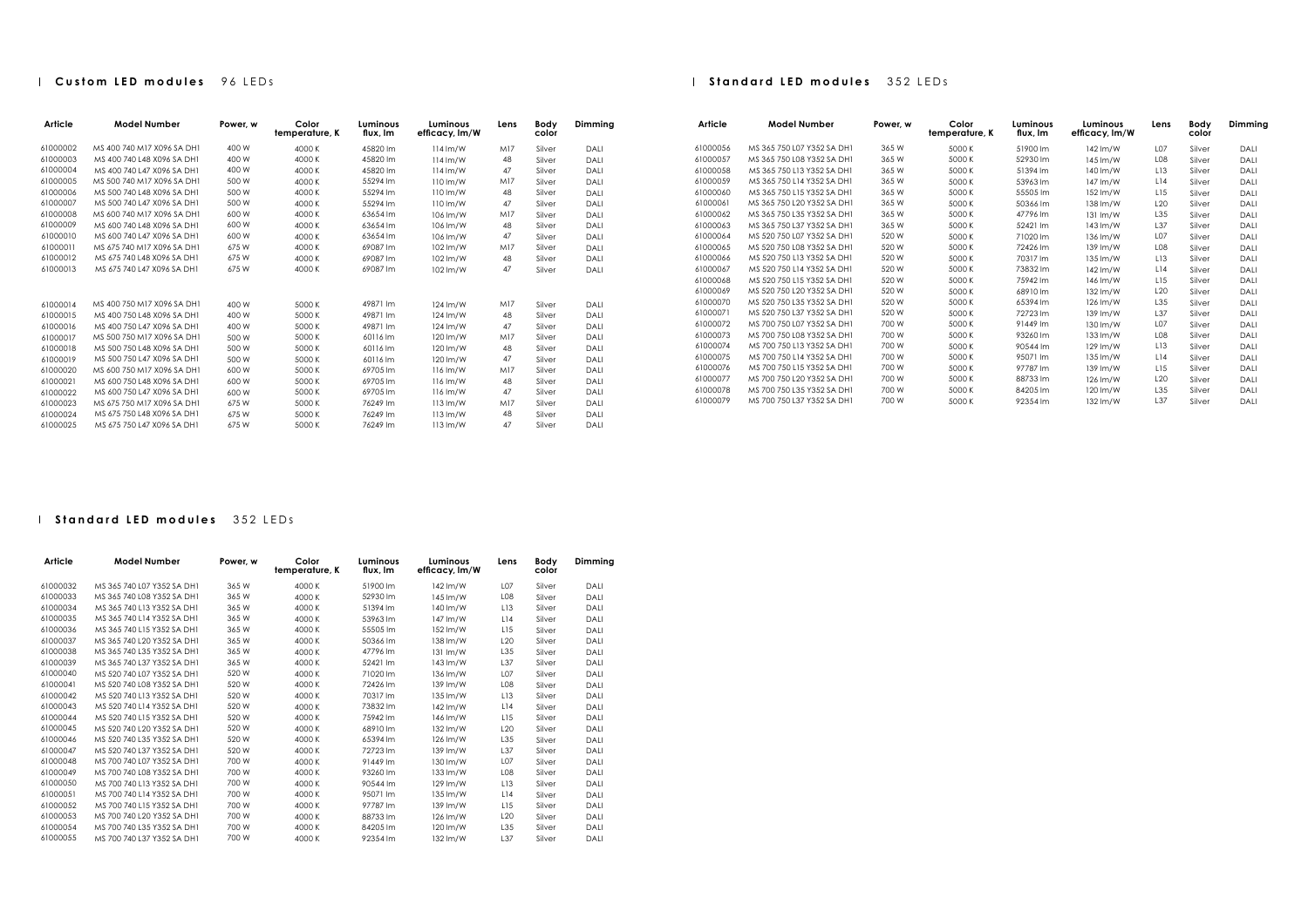## Custom LED modules 96 LEDs

| Article | Model Number | Power, w | Color temperature, K | Luminous flux, lm | Luminous efficacy, lm/W | Lens | Body color | Dimming |
|---|---|---|---|---|---|---|---|---|
| 61000002 | MS 400 740 M17 X096 SA DH1 | 400 W | 4000 K | 45820 lm | 114 lm/W | M17 | Silver | DALI |
| 61000003 | MS 400 740 L48 X096 SA DH1 | 400 W | 4000 K | 45820 lm | 114 lm/W | 48 | Silver | DALI |
| 61000004 | MS 400 740 L47 X096 SA DH1 | 400 W | 4000 K | 45820 lm | 114 lm/W | 47 | Silver | DALI |
| 61000005 | MS 500 740 M17 X096 SA DH1 | 500 W | 4000 K | 55294 lm | 110 lm/W | M17 | Silver | DALI |
| 61000006 | MS 500 740 L48 X096 SA DH1 | 500 W | 4000 K | 55294 lm | 110 lm/W | 48 | Silver | DALI |
| 61000007 | MS 500 740 L47 X096 SA DH1 | 500 W | 4000 K | 55294 lm | 110 lm/W | 47 | Silver | DALI |
| 61000008 | MS 600 740 M17 X096 SA DH1 | 600 W | 4000 K | 63654 lm | 106 lm/W | M17 | Silver | DALI |
| 61000009 | MS 600 740 L48 X096 SA DH1 | 600 W | 4000 K | 63654 lm | 106 lm/W | 48 | Silver | DALI |
| 61000010 | MS 600 740 L47 X096 SA DH1 | 600 W | 4000 K | 63654 lm | 106 lm/W | 47 | Silver | DALI |
| 61000011 | MS 675 740 M17 X096 SA DH1 | 675 W | 4000 K | 69087 lm | 102 lm/W | M17 | Silver | DALI |
| 61000012 | MS 675 740 L48 X096 SA DH1 | 675 W | 4000 K | 69087 lm | 102 lm/W | 48 | Silver | DALI |
| 61000013 | MS 675 740 L47 X096 SA DH1 | 675 W | 4000 K | 69087 lm | 102 lm/W | 47 | Silver | DALI |
| 61000014 | MS 400 750 M17 X096 SA DH1 | 400 W | 5000 K | 49871 lm | 124 lm/W | M17 | Silver | DALI |
| 61000015 | MS 400 750 L48 X096 SA DH1 | 400 W | 5000 K | 49871 lm | 124 lm/W | 48 | Silver | DALI |
| 61000016 | MS 400 750 L47 X096 SA DH1 | 400 W | 5000 K | 49871 lm | 124 lm/W | 47 | Silver | DALI |
| 61000017 | MS 500 750 M17 X096 SA DH1 | 500 W | 5000 K | 60116 lm | 120 lm/W | M17 | Silver | DALI |
| 61000018 | MS 500 750 L48 X096 SA DH1 | 500 W | 5000 K | 60116 lm | 120 lm/W | 48 | Silver | DALI |
| 61000019 | MS 500 750 L47 X096 SA DH1 | 500 W | 5000 K | 60116 lm | 120 lm/W | 47 | Silver | DALI |
| 61000020 | MS 600 750 M17 X096 SA DH1 | 600 W | 5000 K | 69705 lm | 116 lm/W | M17 | Silver | DALI |
| 61000021 | MS 600 750 L48 X096 SA DH1 | 600 W | 5000 K | 69705 lm | 116 lm/W | 48 | Silver | DALI |
| 61000022 | MS 600 750 L47 X096 SA DH1 | 600 W | 5000 K | 69705 lm | 116 lm/W | 47 | Silver | DALI |
| 61000023 | MS 675 750 M17 X096 SA DH1 | 675 W | 5000 K | 76249 lm | 113 lm/W | M17 | Silver | DALI |
| 61000024 | MS 675 750 L48 X096 SA DH1 | 675 W | 5000 K | 76249 lm | 113 lm/W | 48 | Silver | DALI |
| 61000025 | MS 675 750 L47 X096 SA DH1 | 675 W | 5000 K | 76249 lm | 113 lm/W | 47 | Silver | DALI |

## Standard LED modules 352 LEDs

| Article | Model Number | Power, w | Color temperature, K | Luminous flux, lm | Luminous efficacy, lm/W | Lens | Body color | Dimming |
|---|---|---|---|---|---|---|---|---|
| 61000032 | MS 365 740 L07 Y352 SA DH1 | 365 W | 4000 K | 51900 lm | 142 lm/W | L07 | Silver | DALI |
| 61000033 | MS 365 740 L08 Y352 SA DH1 | 365 W | 4000 K | 52930 lm | 145 lm/W | L08 | Silver | DALI |
| 61000034 | MS 365 740 L13 Y352 SA DH1 | 365 W | 4000 K | 51394 lm | 140 lm/W | L13 | Silver | DALI |
| 61000035 | MS 365 740 L14 Y352 SA DH1 | 365 W | 4000 K | 53963 lm | 147 lm/W | L14 | Silver | DALI |
| 61000036 | MS 365 740 L15 Y352 SA DH1 | 365 W | 4000 K | 55505 lm | 152 lm/W | L15 | Silver | DALI |
| 61000037 | MS 365 740 L20 Y352 SA DH1 | 365 W | 4000 K | 50366 lm | 138 lm/W | L20 | Silver | DALI |
| 61000038 | MS 365 740 L35 Y352 SA DH1 | 365 W | 4000 K | 47796 lm | 131 lm/W | L35 | Silver | DALI |
| 61000039 | MS 365 740 L37 Y352 SA DH1 | 365 W | 4000 K | 52421 lm | 143 lm/W | L37 | Silver | DALI |
| 61000040 | MS 520 740 L07 Y352 SA DH1 | 520 W | 4000 K | 71020 lm | 136 lm/W | L07 | Silver | DALI |
| 61000041 | MS 520 740 L08 Y352 SA DH1 | 520 W | 4000 K | 72426 lm | 139 lm/W | L08 | Silver | DALI |
| 61000042 | MS 520 740 L13 Y352 SA DH1 | 520 W | 4000 K | 70317 lm | 135 lm/W | L13 | Silver | DALI |
| 61000043 | MS 520 740 L14 Y352 SA DH1 | 520 W | 4000 K | 73832 lm | 142 lm/W | L14 | Silver | DALI |
| 61000044 | MS 520 740 L15 Y352 SA DH1 | 520 W | 4000 K | 75942 lm | 146 lm/W | L15 | Silver | DALI |
| 61000045 | MS 520 740 L20 Y352 SA DH1 | 520 W | 4000 K | 68910 lm | 132 lm/W | L20 | Silver | DALI |
| 61000046 | MS 520 740 L35 Y352 SA DH1 | 520 W | 4000 K | 65394 lm | 126 lm/W | L35 | Silver | DALI |
| 61000047 | MS 520 740 L37 Y352 SA DH1 | 520 W | 4000 K | 72723 lm | 139 lm/W | L37 | Silver | DALI |
| 61000048 | MS 700 740 L07 Y352 SA DH1 | 700 W | 4000 K | 91449 lm | 130 lm/W | L07 | Silver | DALI |
| 61000049 | MS 700 740 L08 Y352 SA DH1 | 700 W | 4000 K | 93260 lm | 133 lm/W | L08 | Silver | DALI |
| 61000050 | MS 700 740 L13 Y352 SA DH1 | 700 W | 4000 K | 90544 lm | 129 lm/W | L13 | Silver | DALI |
| 61000051 | MS 700 740 L14 Y352 SA DH1 | 700 W | 4000 K | 95071 lm | 135 lm/W | L14 | Silver | DALI |
| 61000052 | MS 700 740 L15 Y352 SA DH1 | 700 W | 4000 K | 97787 lm | 139 lm/W | L15 | Silver | DALI |
| 61000053 | MS 700 740 L20 Y352 SA DH1 | 700 W | 4000 K | 88733 lm | 126 lm/W | L20 | Silver | DALI |
| 61000054 | MS 700 740 L35 Y352 SA DH1 | 700 W | 4000 K | 84205 lm | 120 lm/W | L35 | Silver | DALI |
| 61000055 | MS 700 740 L37 Y352 SA DH1 | 700 W | 4000 K | 92354 lm | 132 lm/W | L37 | Silver | DALI |

## Standard LED modules 352 LEDs

| Article | Model Number | Power, w | Color temperature, K | Luminous flux, lm | Luminous efficacy, lm/W | Lens | Body color | Dimming |
|---|---|---|---|---|---|---|---|---|
| 61000056 | MS 365 750 L07 Y352 SA DH1 | 365 W | 5000 K | 51900 lm | 142 lm/W | L07 | Silver | DALI |
| 61000057 | MS 365 750 L08 Y352 SA DH1 | 365 W | 5000 K | 52930 lm | 145 lm/W | L08 | Silver | DALI |
| 61000058 | MS 365 750 L13 Y352 SA DH1 | 365 W | 5000 K | 51394 lm | 140 lm/W | L13 | Silver | DALI |
| 61000059 | MS 365 750 L14 Y352 SA DH1 | 365 W | 5000 K | 53963 lm | 147 lm/W | L14 | Silver | DALI |
| 61000060 | MS 365 750 L15 Y352 SA DH1 | 365 W | 5000 K | 55505 lm | 152 lm/W | L15 | Silver | DALI |
| 61000061 | MS 365 750 L20 Y352 SA DH1 | 365 W | 5000 K | 50366 lm | 138 lm/W | L20 | Silver | DALI |
| 61000062 | MS 365 750 L35 Y352 SA DH1 | 365 W | 5000 K | 47796 lm | 131 lm/W | L35 | Silver | DALI |
| 61000063 | MS 365 750 L37 Y352 SA DH1 | 365 W | 5000 K | 52421 lm | 143 lm/W | L37 | Silver | DALI |
| 61000064 | MS 520 750 L07 Y352 SA DH1 | 520 W | 5000 K | 71020 lm | 136 lm/W | L07 | Silver | DALI |
| 61000065 | MS 520 750 L08 Y352 SA DH1 | 520 W | 5000 K | 72426 lm | 139 lm/W | L08 | Silver | DALI |
| 61000066 | MS 520 750 L13 Y352 SA DH1 | 520 W | 5000 K | 70317 lm | 135 lm/W | L13 | Silver | DALI |
| 61000067 | MS 520 750 L14 Y352 SA DH1 | 520 W | 5000 K | 73832 lm | 142 lm/W | L14 | Silver | DALI |
| 61000068 | MS 520 750 L15 Y352 SA DH1 | 520 W | 5000 K | 75942 lm | 146 lm/W | L15 | Silver | DALI |
| 61000069 | MS 520 750 L20 Y352 SA DH1 | 520 W | 5000 K | 68910 lm | 132 lm/W | L20 | Silver | DALI |
| 61000070 | MS 520 750 L35 Y352 SA DH1 | 520 W | 5000 K | 65394 lm | 126 lm/W | L35 | Silver | DALI |
| 61000071 | MS 520 750 L37 Y352 SA DH1 | 520 W | 5000 K | 72723 lm | 139 lm/W | L37 | Silver | DALI |
| 61000072 | MS 700 750 L07 Y352 SA DH1 | 700 W | 5000 K | 91449 lm | 130 lm/W | L07 | Silver | DALI |
| 61000073 | MS 700 750 L08 Y352 SA DH1 | 700 W | 5000 K | 93260 lm | 133 lm/W | L08 | Silver | DALI |
| 61000074 | MS 700 750 L13 Y352 SA DH1 | 700 W | 5000 K | 90544 lm | 129 lm/W | L13 | Silver | DALI |
| 61000075 | MS 700 750 L14 Y352 SA DH1 | 700 W | 5000 K | 95071 lm | 135 lm/W | L14 | Silver | DALI |
| 61000076 | MS 700 750 L15 Y352 SA DH1 | 700 W | 5000 K | 97787 lm | 139 lm/W | L15 | Silver | DALI |
| 61000077 | MS 700 750 L20 Y352 SA DH1 | 700 W | 5000 K | 88733 lm | 126 lm/W | L20 | Silver | DALI |
| 61000078 | MS 700 750 L35 Y352 SA DH1 | 700 W | 5000 K | 84205 lm | 120 lm/W | L35 | Silver | DALI |
| 61000079 | MS 700 750 L37 Y352 SA DH1 | 700 W | 5000 K | 92354 lm | 132 lm/W | L37 | Silver | DALI |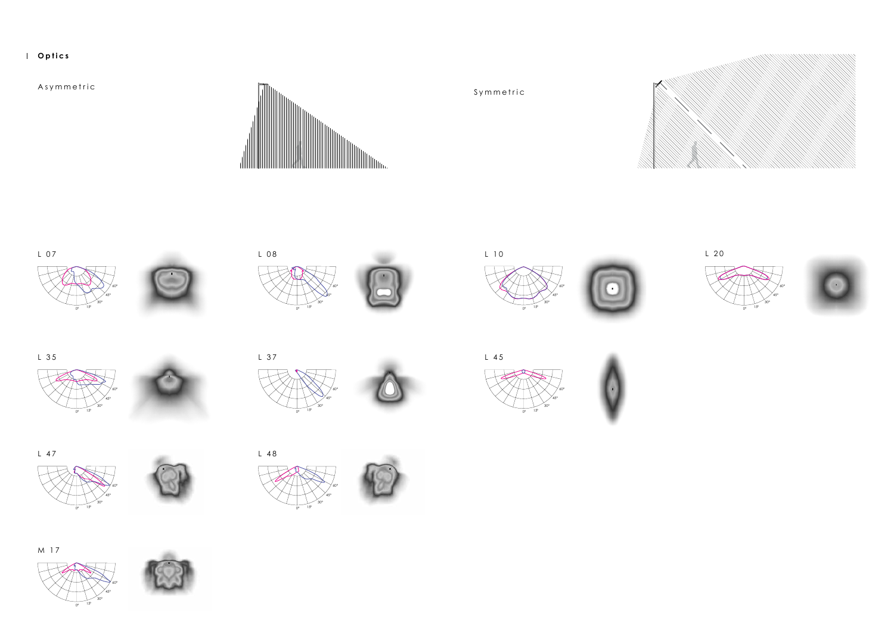## Optics

Asymmetric

Symmetric

L 07

L 08

L 10

L 20

L 35

L 37

L 45

L 47

L 48

M 17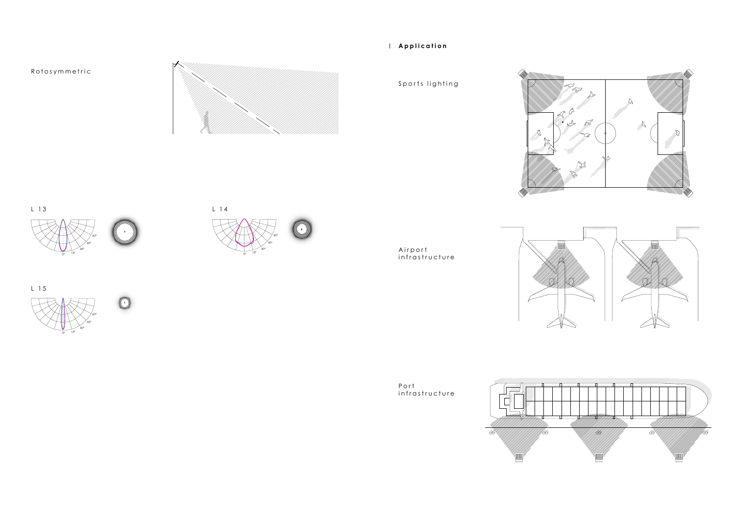Rotosymmetric

L 13

L 14

L 15

## Application

Sports lighting

Airport infrastructure

Port infrastructure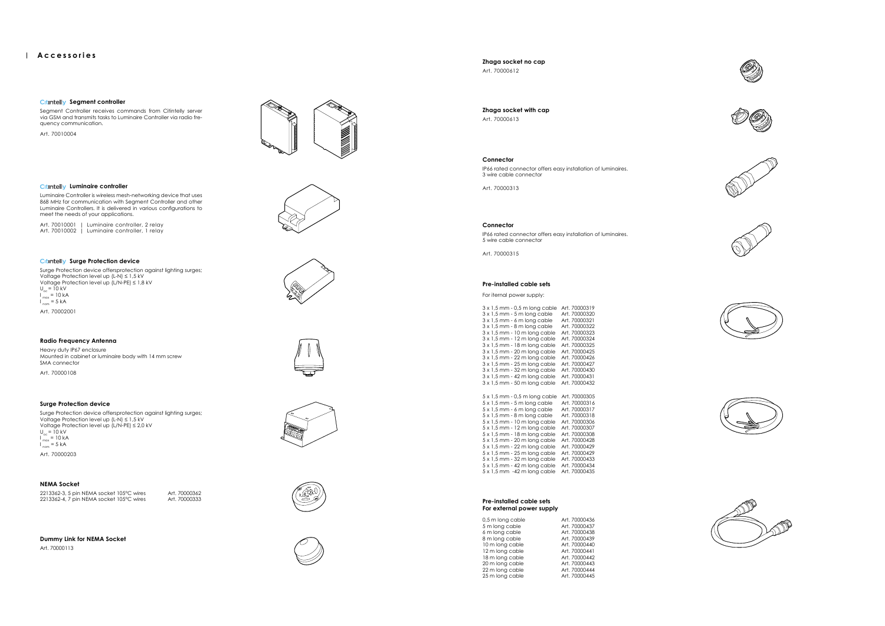# Accessories

### Citintelly Segment controller

Segment Controller receives commands from Citintelly server via GSM and transmits tasks to Luminaire Controller via radio frequency communication.

Art. 70010004

### Citintelly Luminaire controller

Luminaire Controller is wireless mesh-networking device that uses 868 MHz for communication with Segment Controller and other Luminaire Controllers. It is delivered in various configurations to meet the needs of your applications.

Art. 70010001 | Luminaire controller, 2 relay
Art. 70010002 | Luminaire controller, 1 relay

### Citintelly Surge Protection device

Surge Protection device offersprotection against lighting surges;
Voltage Protection level up (L-N) ≤ 1,5 kV
Voltage Protection level up (L/N-PE) ≤ 1,8 kV
$U_{oc}$ = 10 kV
$I_{max}$ = 10 kA
$I_{nom}$ = 5 kA

Art. 70002001

### Radio Frequency Antenna

Heavy duty IP67 enclosure
Mounted in cabinet or luminaire body with 14 mm screw
SMA connector

Art. 70000108

### Surge Protection device

Surge Protection device offersprotection against lighting surges;
Voltage Protection level up (L-N) ≤ 1,5 kV
Voltage Protection level up (L/N-PE) ≤ 2,0 kV
$U_{oc}$ = 10 kV
$I_{max}$ = 10 kA
$I_{nom}$ = 5 kA

Art. 70000203

### NEMA Socket

| | |
|---|---|
| 2213362-3, 5 pin NEMA socket 105°C wires | Art. 70000362 |
| 2213362-4, 7 pin NEMA socket 105°C wires | Art. 70000333 |

### Dummy Link for NEMA Socket

Art. 70000113

### Zhaga socket no cap

Art. 70000612

### Zhaga socket with cap

Art. 70000613

### Connector

IP66 rated connector offers easy installation of luminaires.
3 wire cable connector

Art. 70000313

### Connector

IP66 rated connector offers easy installation of luminaires.
5 wire cable connector

Art. 70000315

### Pre-installed cable sets

For iternal power supply:

| | |
|---|---|
| 3 x 1,5 mm - 0,5 m long cable | Art. 70000319 |
| 3 x 1,5 mm - 5 m long cable | Art. 70000320 |
| 3 x 1,5 mm - 6 m long cable | Art. 70000321 |
| 3 x 1,5 mm - 8 m long cable | Art. 70000322 |
| 3 x 1,5 mm - 10 m long cable | Art. 70000323 |
| 3 x 1,5 mm - 12 m long cable | Art. 70000324 |
| 3 x 1,5 mm - 18 m long cable | Art. 70000325 |
| 3 x 1,5 mm - 20 m long cable | Art. 70000425 |
| 3 x 1,5 mm - 22 m long cable | Art. 70000426 |
| 3 x 1,5 mm - 25 m long cable | Art. 70000427 |
| 3 x 1,5 mm - 32 m long cable | Art. 70000430 |
| 3 x 1,5 mm - 42 m long cable | Art. 70000431 |
| 3 x 1,5 mm - 50 m long cable | Art. 70000432 |

| | |
|---|---|
| 5 x 1,5 mm - 0,5 m long cable | Art. 70000305 |
| 5 x 1,5 mm - 5 m long cable | Art. 70000316 |
| 5 x 1,5 mm - 6 m long cable | Art. 70000317 |
| 5 x 1,5 mm - 8 m long cable | Art. 70000318 |
| 5 x 1,5 mm - 10 m long cable | Art. 70000306 |
| 5 x 1,5 mm - 12 m long cable | Art. 70000307 |
| 5 x 1,5 mm - 18 m long cable | Art. 70000308 |
| 5 x 1,5 mm - 20 m long cable | Art. 70000428 |
| 5 x 1,5 mm - 22 m long cable | Art. 70000429 |
| 5 x 1,5 mm - 25 m long cable | Art. 70000429 |
| 5 x 1,5 mm - 32 m long cable | Art. 70000433 |
| 5 x 1,5 mm - 42 m long cable | Art. 70000434 |
| 5 x 1,5 mm -42 m long cable | Art. 70000435 |

### Pre-installed cable sets For external power supply

| | |
|---|---|
| 0,5 m long cable | Art. 70000436 |
| 5 m long cable | Art. 70000437 |
| 6 m long cable | Art. 70000438 |
| 8 m long cable | Art. 70000439 |
| 10 m long cable | Art. 70000440 |
| 12 m long cable | Art. 70000441 |
| 18 m long cable | Art. 70000442 |
| 20 m long cable | Art. 70000443 |
| 22 m long cable | Art. 70000444 |
| 25 m long cable | Art. 70000445 |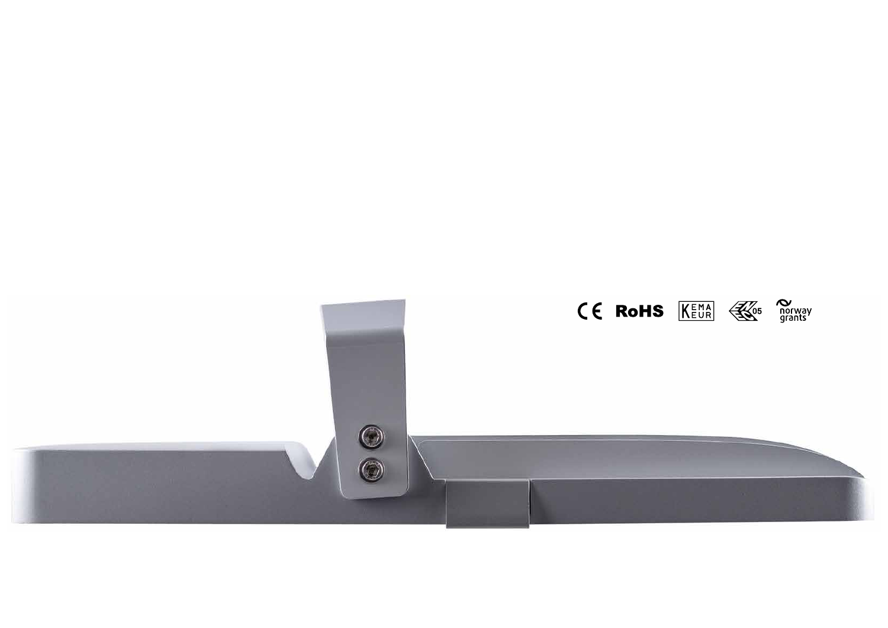CE RoHS KEMA KEUR ENEC 05 norway grants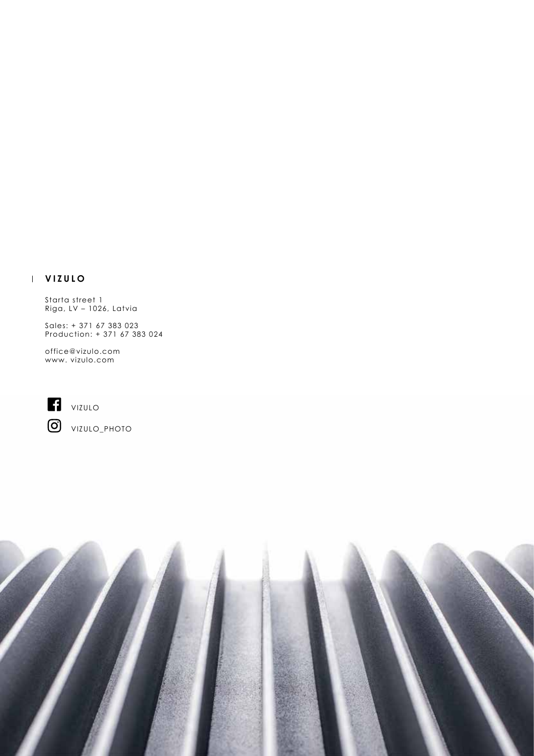**VIZULO**

Starta street 1
Riga, LV – 1026, Latvia

Sales: + 371 67 383 023
Production: + 371 67 383 024

office@vizulo.com
www. vizulo.com

VIZULO

VIZULO_PHOTO